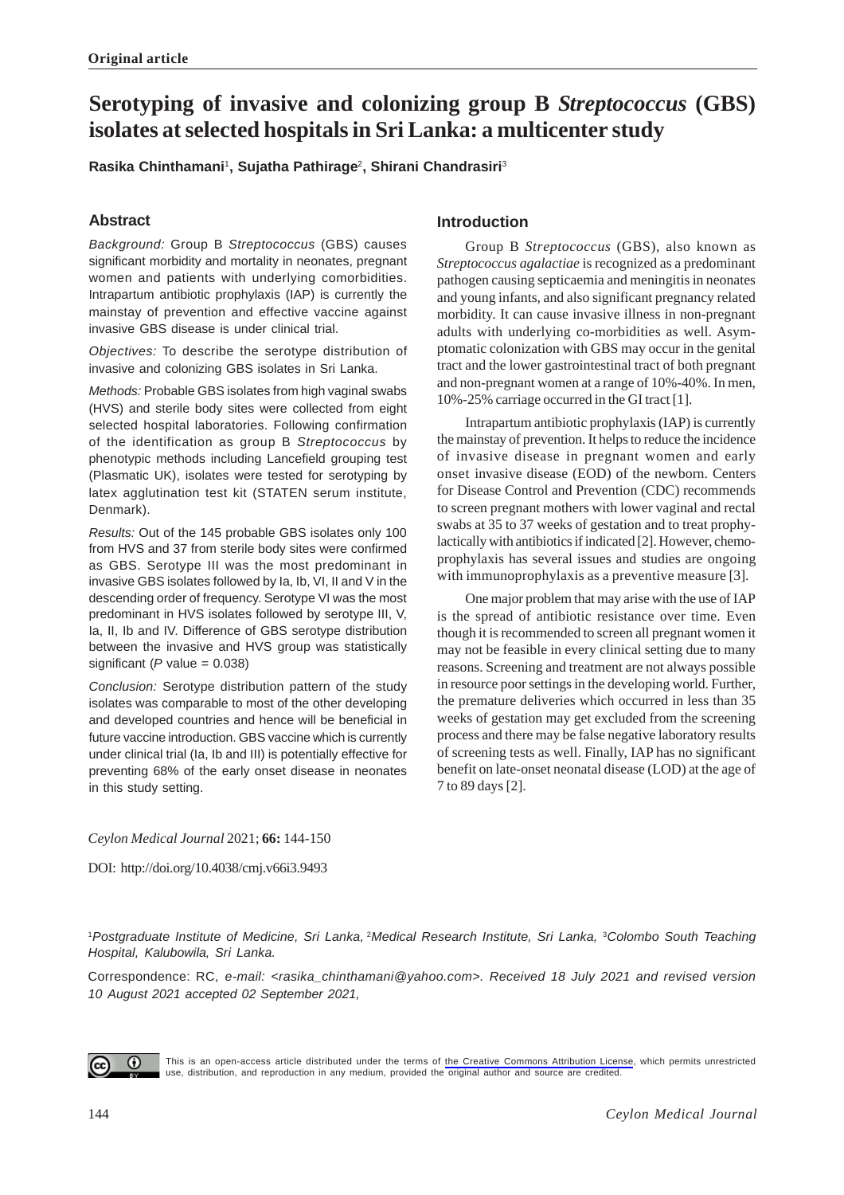**Original article**

# Serotyping of invasive and colonizing group B *Streptococcus* (GBS) isolates at selected hospitals in Sri Lanka: a multicenter study

**Rasika Chinthamani[1], Sujatha Pathirage[2], Shirani Chandrasiri[3]**

## Abstract

*Background:* Group B *Streptococcus* (GBS) causes significant morbidity and mortality in neonates, pregnant women and patients with underlying comorbidities. Intrapartum antibiotic prophylaxis (IAP) is currently the mainstay of prevention and effective vaccine against invasive GBS disease is under clinical trial.

*Objectives:* To describe the serotype distribution of invasive and colonizing GBS isolates in Sri Lanka.

*Methods:* Probable GBS isolates from high vaginal swabs (HVS) and sterile body sites were collected from eight selected hospital laboratories. Following confirmation of the identification as group B *Streptococcus* by phenotypic methods including Lancefield grouping test (Plasmatic UK), isolates were tested for serotyping by latex agglutination test kit (STATEN serum institute, Denmark).

*Results:* Out of the 145 probable GBS isolates only 100 from HVS and 37 from sterile body sites were confirmed as GBS. Serotype III was the most predominant in invasive GBS isolates followed by Ia, Ib, VI, II and V in the descending order of frequency. Serotype VI was the most predominant in HVS isolates followed by serotype III, V, Ia, II, Ib and IV. Difference of GBS serotype distribution between the invasive and HVS group was statistically significant (*P* value = 0.038)

*Conclusion:* Serotype distribution pattern of the study isolates was comparable to most of the other developing and developed countries and hence will be beneficial in future vaccine introduction. GBS vaccine which is currently under clinical trial (Ia, Ib and III) is potentially effective for preventing 68% of the early onset disease in neonates in this study setting.

*Ceylon Medical Journal* 2021; **66:** 144-150

DOI: http://doi.org/10.4038/cmj.v66i3.9493

## Introduction

Group B *Streptococcus* (GBS), also known as *Streptococcus agalactiae* is recognized as a predominant pathogen causing septicaemia and meningitis in neonates and young infants, and also significant pregnancy related morbidity. It can cause invasive illness in non-pregnant adults with underlying co-morbidities as well. Asymptomatic colonization with GBS may occur in the genital tract and the lower gastrointestinal tract of both pregnant and non-pregnant women at a range of 10%-40%. In men, 10%-25% carriage occurred in the GI tract [1].

Intrapartum antibiotic prophylaxis (IAP) is currently the mainstay of prevention. It helps to reduce the incidence of invasive disease in pregnant women and early onset invasive disease (EOD) of the newborn. Centers for Disease Control and Prevention (CDC) recommends to screen pregnant mothers with lower vaginal and rectal swabs at 35 to 37 weeks of gestation and to treat prophylactically with antibiotics if indicated [2]. However, chemoprophylaxis has several issues and studies are ongoing with immunoprophylaxis as a preventive measure [3].

One major problem that may arise with the use of IAP is the spread of antibiotic resistance over time. Even though it is recommended to screen all pregnant women it may not be feasible in every clinical setting due to many reasons. Screening and treatment are not always possible in resource poor settings in the developing world. Further, the premature deliveries which occurred in less than 35 weeks of gestation may get excluded from the screening process and there may be false negative laboratory results of screening tests as well. Finally, IAP has no significant benefit on late-onset neonatal disease (LOD) at the age of 7 to 89 days [2].

[1]*Postgraduate Institute of Medicine, Sri Lanka,* [2]*Medical Research Institute, Sri Lanka,* [3]*Colombo South Teaching Hospital, Kalubowila, Sri Lanka.*

Correspondence: RC, *e-mail: <rasika_chinthamani@yahoo.com>. Received 18 July 2021 and revised version 10 August 2021 accepted 02 September 2021,*

This is an open-access article distributed under the terms of the Creative Commons Attribution License, which permits unrestricted use, distribution, and reproduction in any medium, provided the original author and source are credited.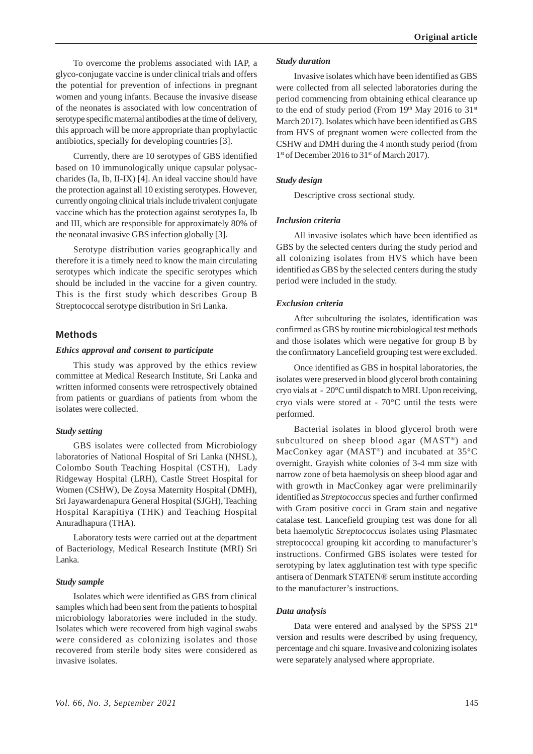To overcome the problems associated with IAP, a glyco-conjugate vaccine is under clinical trials and offers the potential for prevention of infections in pregnant women and young infants. Because the invasive disease of the neonates is associated with low concentration of serotype specific maternal antibodies at the time of delivery, this approach will be more appropriate than prophylactic antibiotics, specially for developing countries [3].

Currently, there are 10 serotypes of GBS identified based on 10 immunologically unique capsular polysaccharides (Ia, Ib, II-IX) [4]. An ideal vaccine should have the protection against all 10 existing serotypes. However, currently ongoing clinical trials include trivalent conjugate vaccine which has the protection against serotypes Ia, Ib and III, which are responsible for approximately 80% of the neonatal invasive GBS infection globally [3].

Serotype distribution varies geographically and therefore it is a timely need to know the main circulating serotypes which indicate the specific serotypes which should be included in the vaccine for a given country. This is the first study which describes Group B Streptococcal serotype distribution in Sri Lanka.

## Methods

### *Ethics approval and consent to participate*

This study was approved by the ethics review committee at Medical Research Institute, Sri Lanka and written informed consents were retrospectively obtained from patients or guardians of patients from whom the isolates were collected.

### *Study setting*

GBS isolates were collected from Microbiology laboratories of National Hospital of Sri Lanka (NHSL), Colombo South Teaching Hospital (CSTH), Lady Ridgeway Hospital (LRH), Castle Street Hospital for Women (CSHW), De Zoysa Maternity Hospital (DMH), Sri Jayawardenapura General Hospital (SJGH), Teaching Hospital Karapitiya (THK) and Teaching Hospital Anuradhapura (THA).

Laboratory tests were carried out at the department of Bacteriology, Medical Research Institute (MRI) Sri Lanka.

### *Study sample*

Isolates which were identified as GBS from clinical samples which had been sent from the patients to hospital microbiology laboratories were included in the study. Isolates which were recovered from high vaginal swabs were considered as colonizing isolates and those recovered from sterile body sites were considered as invasive isolates.

### *Study duration*

Invasive isolates which have been identified as GBS were collected from all selected laboratories during the period commencing from obtaining ethical clearance up to the end of study period (From 19th May 2016 to 31st March 2017). Isolates which have been identified as GBS from HVS of pregnant women were collected from the CSHW and DMH during the 4 month study period (from 1st of December 2016 to 31st of March 2017).

### *Study design*

Descriptive cross sectional study.

### *Inclusion criteria*

All invasive isolates which have been identified as GBS by the selected centers during the study period and all colonizing isolates from HVS which have been identified as GBS by the selected centers during the study period were included in the study.

### *Exclusion criteria*

After subculturing the isolates, identification was confirmed as GBS by routine microbiological test methods and those isolates which were negative for group B by the confirmatory Lancefield grouping test were excluded.

Once identified as GBS in hospital laboratories, the isolates were preserved in blood glycerol broth containing cryo vials at - 20°C until dispatch to MRI. Upon receiving, cryo vials were stored at - 70°C until the tests were performed.

Bacterial isolates in blood glycerol broth were subcultured on sheep blood agar (MAST®) and MacConkey agar (MAST®) and incubated at 35°C overnight. Grayish white colonies of 3-4 mm size with narrow zone of beta haemolysis on sheep blood agar and with growth in MacConkey agar were preliminarily identified as *Streptococcus* species and further confirmed with Gram positive cocci in Gram stain and negative catalase test. Lancefield grouping test was done for all beta haemolytic *Streptococcus* isolates using Plasmatec streptococcal grouping kit according to manufacturer's instructions. Confirmed GBS isolates were tested for serotyping by latex agglutination test with type specific antisera of Denmark STATEN® serum institute according to the manufacturer's instructions.

### *Data analysis*

Data were entered and analysed by the SPSS 21st version and results were described by using frequency, percentage and chi square. Invasive and colonizing isolates were separately analysed where appropriate.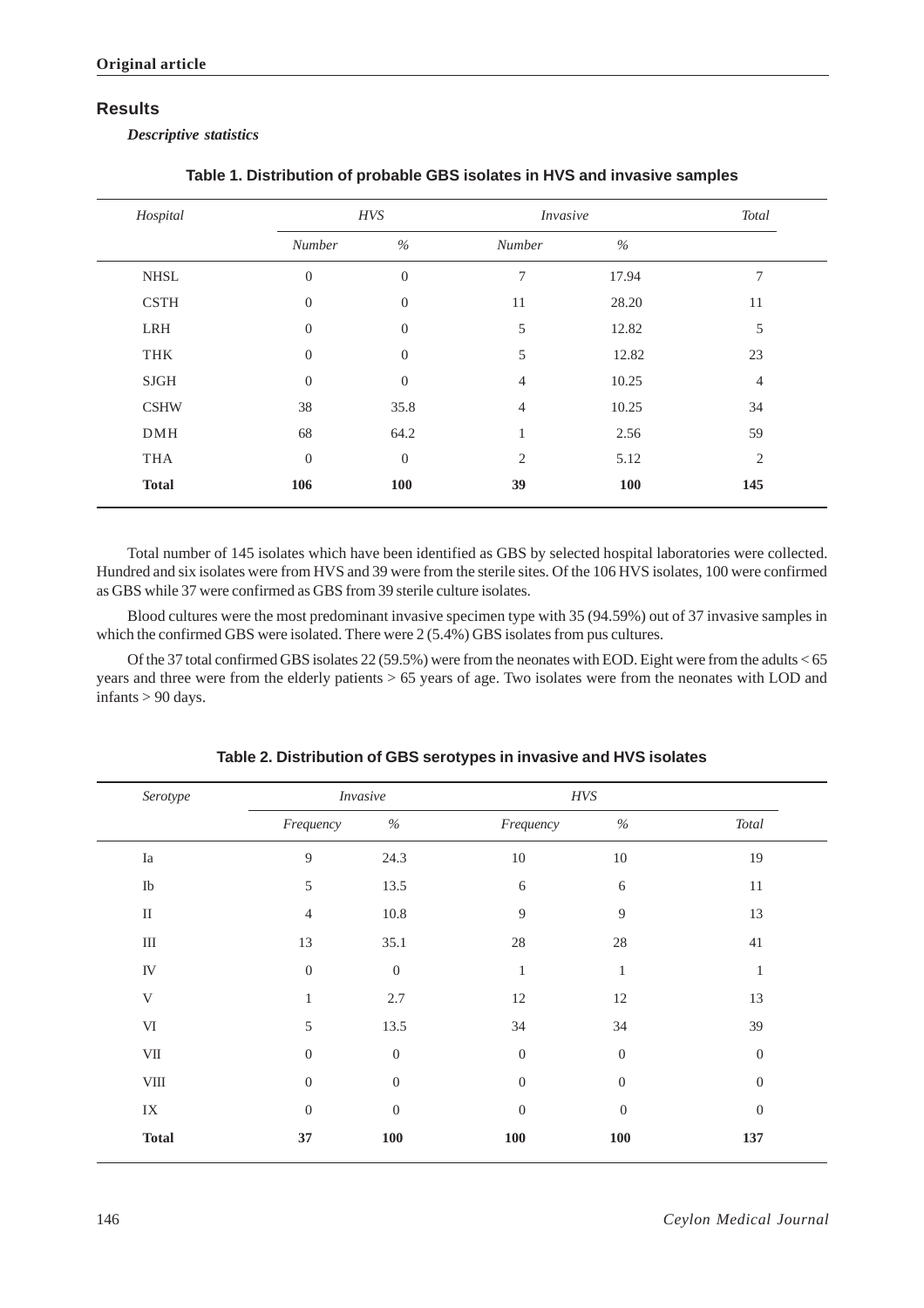**Original article**

## Results

***Descriptive statistics***

**Table 1. Distribution of probable GBS isolates in HVS and invasive samples**

| *Hospital* | *HVS* | | *Invasive* | | *Total* |
|---|---|---|---|---|---|
| | *Number* | *%* | *Number* | *%* | |
| NHSL | 0 | 0 | 7 | 17.94 | 7 |
| CSTH | 0 | 0 | 11 | 28.20 | 11 |
| LRH | 0 | 0 | 5 | 12.82 | 5 |
| THK | 0 | 0 | 5 | 12.82 | 23 |
| SJGH | 0 | 0 | 4 | 10.25 | 4 |
| CSHW | 38 | 35.8 | 4 | 10.25 | 34 |
| DMH | 68 | 64.2 | 1 | 2.56 | 59 |
| THA | 0 | 0 | 2 | 5.12 | 2 |
| **Total** | **106** | **100** | **39** | **100** | **145** |

Total number of 145 isolates which have been identified as GBS by selected hospital laboratories were collected. Hundred and six isolates were from HVS and 39 were from the sterile sites. Of the 106 HVS isolates, 100 were confirmed as GBS while 37 were confirmed as GBS from 39 sterile culture isolates.

Blood cultures were the most predominant invasive specimen type with 35 (94.59%) out of 37 invasive samples in which the confirmed GBS were isolated. There were 2 (5.4%) GBS isolates from pus cultures.

Of the 37 total confirmed GBS isolates 22 (59.5%) were from the neonates with EOD. Eight were from the adults < 65 years and three were from the elderly patients > 65 years of age. Two isolates were from the neonates with LOD and infants > 90 days.

**Table 2. Distribution of GBS serotypes in invasive and HVS isolates**

| *Serotype* | *Invasive* | | *HVS* | | |
|---|---|---|---|---|---|
| | *Frequency* | *%* | *Frequency* | *%* | *Total* |
| Ia | 9 | 24.3 | 10 | 10 | 19 |
| Ib | 5 | 13.5 | 6 | 6 | 11 |
| II | 4 | 10.8 | 9 | 9 | 13 |
| III | 13 | 35.1 | 28 | 28 | 41 |
| IV | 0 | 0 | 1 | 1 | 1 |
| V | 1 | 2.7 | 12 | 12 | 13 |
| VI | 5 | 13.5 | 34 | 34 | 39 |
| VII | 0 | 0 | 0 | 0 | 0 |
| VIII | 0 | 0 | 0 | 0 | 0 |
| IX | 0 | 0 | 0 | 0 | 0 |
| **Total** | **37** | **100** | **100** | **100** | **137** |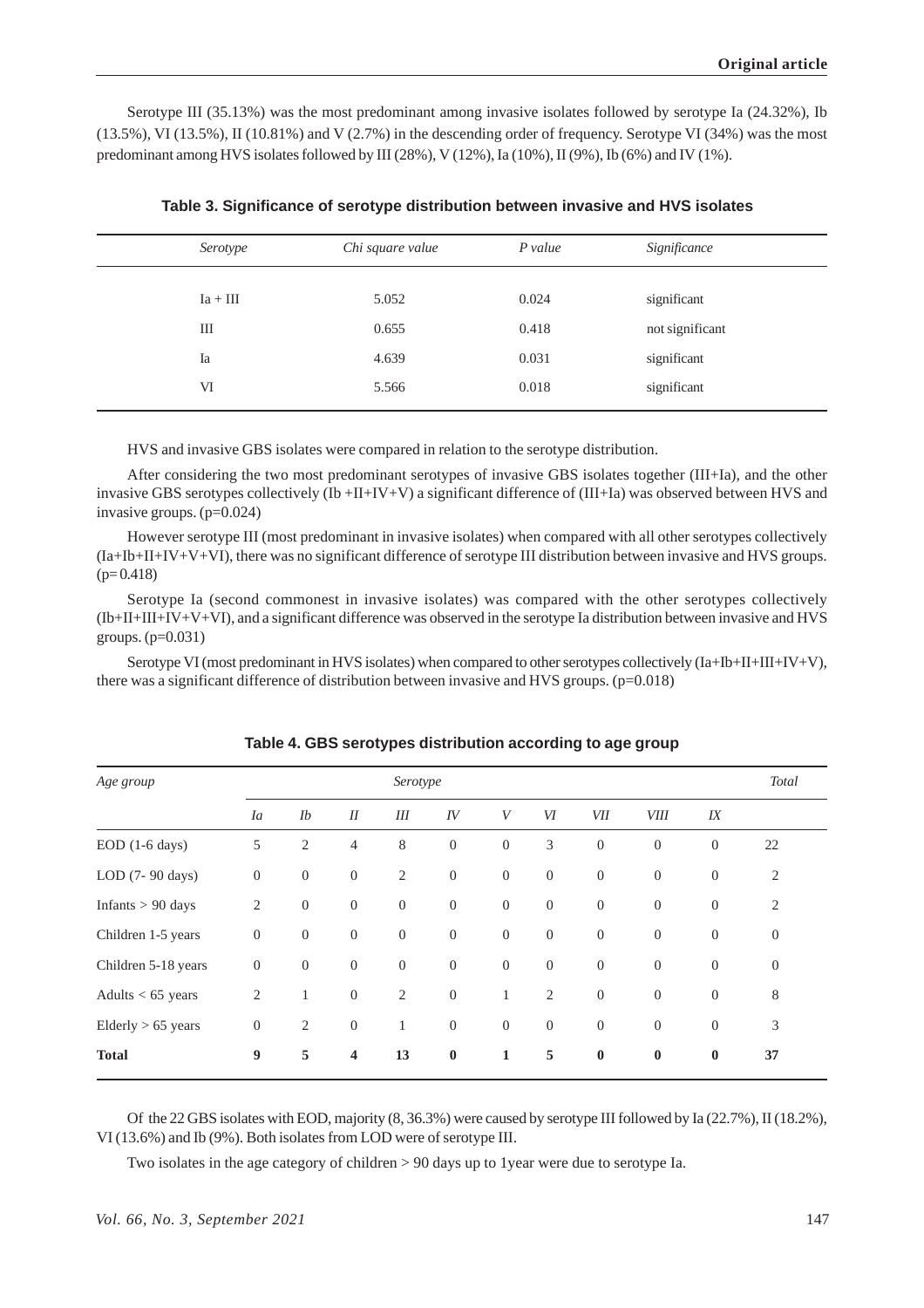Serotype III (35.13%) was the most predominant among invasive isolates followed by serotype Ia (24.32%), Ib (13.5%), VI (13.5%), II (10.81%) and V (2.7%) in the descending order of frequency. Serotype VI (34%) was the most predominant among HVS isolates followed by III (28%), V (12%), Ia (10%), II (9%), Ib (6%) and IV (1%).

**Table 3. Significance of serotype distribution between invasive and HVS isolates**

| *Serotype* | *Chi square value* | *P value* | *Significance* |
|---|---|---|---|
| Ia + III | 5.052 | 0.024 | significant |
| III | 0.655 | 0.418 | not significant |
| Ia | 4.639 | 0.031 | significant |
| VI | 5.566 | 0.018 | significant |

HVS and invasive GBS isolates were compared in relation to the serotype distribution.

After considering the two most predominant serotypes of invasive GBS isolates together (III+Ia), and the other invasive GBS serotypes collectively (Ib +II+IV+V) a significant difference of (III+Ia) was observed between HVS and invasive groups. (p=0.024)

However serotype III (most predominant in invasive isolates) when compared with all other serotypes collectively (Ia+Ib+II+IV+V+VI), there was no significant difference of serotype III distribution between invasive and HVS groups. (p= 0.418)

Serotype Ia (second commonest in invasive isolates) was compared with the other serotypes collectively (Ib+II+III+IV+V+VI), and a significant difference was observed in the serotype Ia distribution between invasive and HVS groups. (p=0.031)

Serotype VI (most predominant in HVS isolates) when compared to other serotypes collectively (Ia+Ib+II+III+IV+V), there was a significant difference of distribution between invasive and HVS groups. (p=0.018)

**Table 4. GBS serotypes distribution according to age group**

| *Age group* | *Serotype* | | | | | | | | | | *Total* |
|---|---|---|---|---|---|---|---|---|---|---|---|
| | *Ia* | *Ib* | *II* | *III* | *IV* | *V* | *VI* | *VII* | *VIII* | *IX* | |
| EOD (1-6 days) | 5 | 2 | 4 | 8 | 0 | 0 | 3 | 0 | 0 | 0 | 22 |
| LOD (7- 90 days) | 0 | 0 | 0 | 2 | 0 | 0 | 0 | 0 | 0 | 0 | 2 |
| Infants > 90 days | 2 | 0 | 0 | 0 | 0 | 0 | 0 | 0 | 0 | 0 | 2 |
| Children 1-5 years | 0 | 0 | 0 | 0 | 0 | 0 | 0 | 0 | 0 | 0 | 0 |
| Children 5-18 years | 0 | 0 | 0 | 0 | 0 | 0 | 0 | 0 | 0 | 0 | 0 |
| Adults < 65 years | 2 | 1 | 0 | 2 | 0 | 1 | 2 | 0 | 0 | 0 | 8 |
| Elderly > 65 years | 0 | 2 | 0 | 1 | 0 | 0 | 0 | 0 | 0 | 0 | 3 |
| **Total** | **9** | **5** | **4** | **13** | **0** | **1** | **5** | **0** | **0** | **0** | **37** |

Of the 22 GBS isolates with EOD, majority (8, 36.3%) were caused by serotype III followed by Ia (22.7%), II (18.2%), VI (13.6%) and Ib (9%). Both isolates from LOD were of serotype III.

Two isolates in the age category of children > 90 days up to 1year were due to serotype Ia.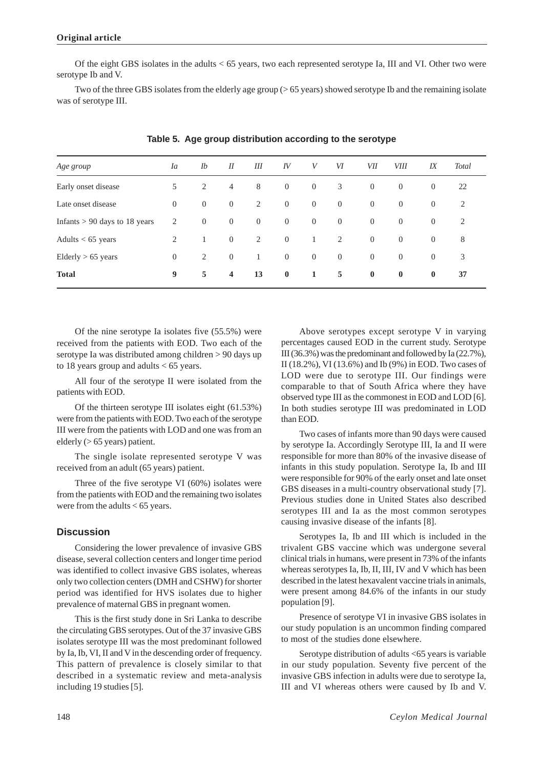Of the eight GBS isolates in the adults < 65 years, two each represented serotype Ia, III and VI. Other two were serotype Ib and V.

Two of the three GBS isolates from the elderly age group (> 65 years) showed serotype Ib and the remaining isolate was of serotype III.

**Table 5. Age group distribution according to the serotype**

| *Age group* | *Ia* | *Ib* | *II* | *III* | *IV* | *V* | *VI* | *VII* | *VIII* | *IX* | *Total* |
|---|---|---|---|---|---|---|---|---|---|---|---|
| Early onset disease | 5 | 2 | 4 | 8 | 0 | 0 | 3 | 0 | 0 | 0 | 22 |
| Late onset disease | 0 | 0 | 0 | 2 | 0 | 0 | 0 | 0 | 0 | 0 | 2 |
| Infants > 90 days to 18 years | 2 | 0 | 0 | 0 | 0 | 0 | 0 | 0 | 0 | 0 | 2 |
| Adults < 65 years | 2 | 1 | 0 | 2 | 0 | 1 | 2 | 0 | 0 | 0 | 8 |
| Elderly > 65 years | 0 | 2 | 0 | 1 | 0 | 0 | 0 | 0 | 0 | 0 | 3 |
| **Total** | **9** | **5** | **4** | **13** | **0** | **1** | **5** | **0** | **0** | **0** | **37** |

Of the nine serotype Ia isolates five (55.5%) were received from the patients with EOD. Two each of the serotype Ia was distributed among children > 90 days up to 18 years group and adults < 65 years.

All four of the serotype II were isolated from the patients with EOD.

Of the thirteen serotype III isolates eight (61.53%) were from the patients with EOD. Two each of the serotype III were from the patients with LOD and one was from an elderly (> 65 years) patient.

The single isolate represented serotype V was received from an adult (65 years) patient.

Three of the five serotype VI (60%) isolates were from the patients with EOD and the remaining two isolates were from the adults < 65 years.

## Discussion

Considering the lower prevalence of invasive GBS disease, several collection centers and longer time period was identified to collect invasive GBS isolates, whereas only two collection centers (DMH and CSHW) for shorter period was identified for HVS isolates due to higher prevalence of maternal GBS in pregnant women.

This is the first study done in Sri Lanka to describe the circulating GBS serotypes. Out of the 37 invasive GBS isolates serotype III was the most predominant followed by Ia, Ib, VI, II and V in the descending order of frequency. This pattern of prevalence is closely similar to that described in a systematic review and meta-analysis including 19 studies [5].

Above serotypes except serotype V in varying percentages caused EOD in the current study. Serotype III (36.3%) was the predominant and followed by Ia (22.7%), II (18.2%), VI (13.6%) and Ib (9%) in EOD. Two cases of LOD were due to serotype III. Our findings were comparable to that of South Africa where they have observed type III as the commonest in EOD and LOD [6]. In both studies serotype III was predominated in LOD than EOD.

Two cases of infants more than 90 days were caused by serotype Ia. Accordingly Serotype III, Ia and II were responsible for more than 80% of the invasive disease of infants in this study population. Serotype Ia, Ib and III were responsible for 90% of the early onset and late onset GBS diseases in a multi-country observational study [7]. Previous studies done in United States also described serotypes III and Ia as the most common serotypes causing invasive disease of the infants [8].

Serotypes Ia, Ib and III which is included in the trivalent GBS vaccine which was undergone several clinical trials in humans, were present in 73% of the infants whereas serotypes Ia, Ib, II, III, IV and V which has been described in the latest hexavalent vaccine trials in animals, were present among 84.6% of the infants in our study population [9].

Presence of serotype VI in invasive GBS isolates in our study population is an uncommon finding compared to most of the studies done elsewhere.

Serotype distribution of adults <65 years is variable in our study population. Seventy five percent of the invasive GBS infection in adults were due to serotype Ia, III and VI whereas others were caused by Ib and V.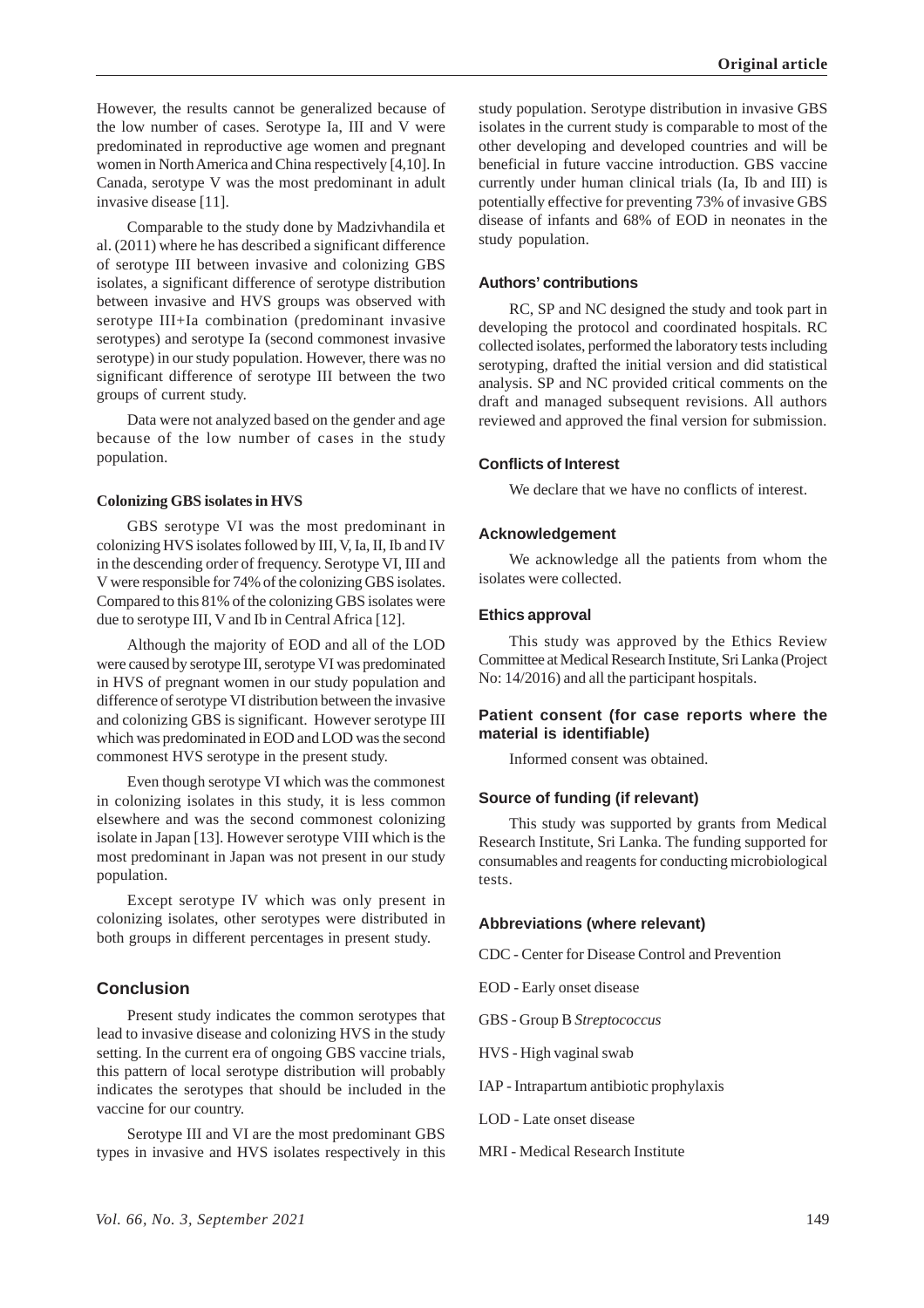However, the results cannot be generalized because of the low number of cases. Serotype Ia, III and V were predominated in reproductive age women and pregnant women in North America and China respectively [4,10]. In Canada, serotype V was the most predominant in adult invasive disease [11].

Comparable to the study done by Madzivhandila et al. (2011) where he has described a significant difference of serotype III between invasive and colonizing GBS isolates, a significant difference of serotype distribution between invasive and HVS groups was observed with serotype III+Ia combination (predominant invasive serotypes) and serotype Ia (second commonest invasive serotype) in our study population. However, there was no significant difference of serotype III between the two groups of current study.

Data were not analyzed based on the gender and age because of the low number of cases in the study population.

#### Colonizing GBS isolates in HVS

GBS serotype VI was the most predominant in colonizing HVS isolates followed by III, V, Ia, II, Ib and IV in the descending order of frequency. Serotype VI, III and V were responsible for 74% of the colonizing GBS isolates. Compared to this 81% of the colonizing GBS isolates were due to serotype III, V and Ib in Central Africa [12].

Although the majority of EOD and all of the LOD were caused by serotype III, serotype VI was predominated in HVS of pregnant women in our study population and difference of serotype VI distribution between the invasive and colonizing GBS is significant. However serotype III which was predominated in EOD and LOD was the second commonest HVS serotype in the present study.

Even though serotype VI which was the commonest in colonizing isolates in this study, it is less common elsewhere and was the second commonest colonizing isolate in Japan [13]. However serotype VIII which is the most predominant in Japan was not present in our study population.

Except serotype IV which was only present in colonizing isolates, other serotypes were distributed in both groups in different percentages in present study.

## Conclusion

Present study indicates the common serotypes that lead to invasive disease and colonizing HVS in the study setting. In the current era of ongoing GBS vaccine trials, this pattern of local serotype distribution will probably indicates the serotypes that should be included in the vaccine for our country.

Serotype III and VI are the most predominant GBS types in invasive and HVS isolates respectively in this study population. Serotype distribution in invasive GBS isolates in the current study is comparable to most of the other developing and developed countries and will be beneficial in future vaccine introduction. GBS vaccine currently under human clinical trials (Ia, Ib and III) is potentially effective for preventing 73% of invasive GBS disease of infants and 68% of EOD in neonates in the study population.

### Authors' contributions

RC, SP and NC designed the study and took part in developing the protocol and coordinated hospitals. RC collected isolates, performed the laboratory tests including serotyping, drafted the initial version and did statistical analysis. SP and NC provided critical comments on the draft and managed subsequent revisions. All authors reviewed and approved the final version for submission.

### Conflicts of Interest

We declare that we have no conflicts of interest.

### Acknowledgement

We acknowledge all the patients from whom the isolates were collected.

### Ethics approval

This study was approved by the Ethics Review Committee at Medical Research Institute, Sri Lanka (Project No: 14/2016) and all the participant hospitals.

### Patient consent (for case reports where the material is identifiable)

Informed consent was obtained.

### Source of funding (if relevant)

This study was supported by grants from Medical Research Institute, Sri Lanka. The funding supported for consumables and reagents for conducting microbiological tests.

### Abbreviations (where relevant)

CDC - Center for Disease Control and Prevention

EOD - Early onset disease

GBS - Group B *Streptococcus*

HVS - High vaginal swab

IAP - Intrapartum antibiotic prophylaxis

LOD - Late onset disease

MRI - Medical Research Institute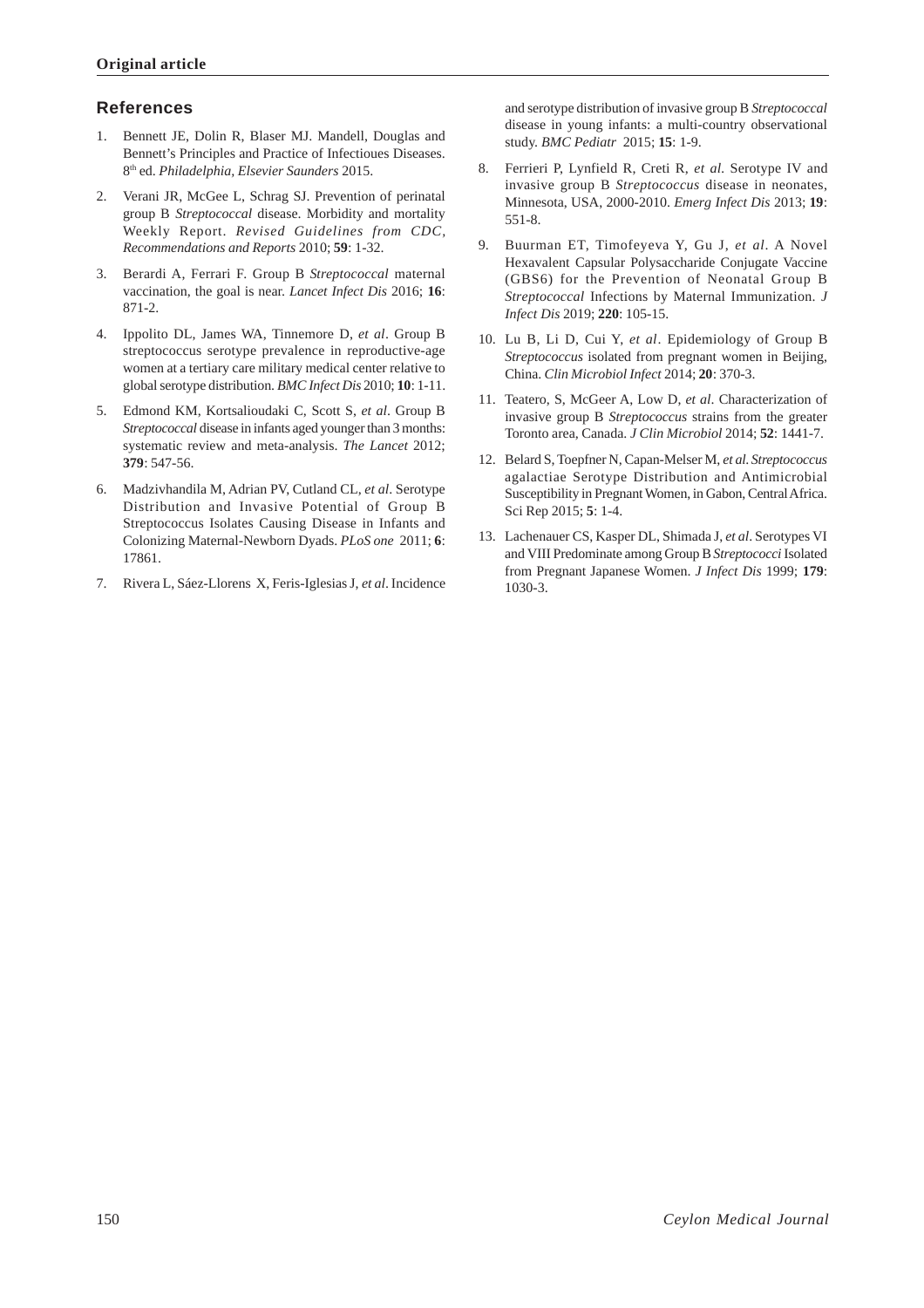## References

1. Bennett JE, Dolin R, Blaser MJ. Mandell, Douglas and Bennett's Principles and Practice of Infectioues Diseases. 8th ed. *Philadelphia, Elsevier Saunders* 2015.

2. Verani JR, McGee L, Schrag SJ. Prevention of perinatal group B *Streptococcal* disease. Morbidity and mortality Weekly Report. *Revised Guidelines from CDC, Recommendations and Reports* 2010; **59**: 1-32.

3. Berardi A, Ferrari F. Group B *Streptococcal* maternal vaccination, the goal is near. *Lancet Infect Dis* 2016; **16**: 871-2.

4. Ippolito DL, James WA, Tinnemore D, *et al*. Group B streptococcus serotype prevalence in reproductive-age women at a tertiary care military medical center relative to global serotype distribution. *BMC Infect Dis* 2010; **10**: 1-11.

5. Edmond KM, Kortsalioudaki C, Scott S, *et al*. Group B *Streptococcal* disease in infants aged younger than 3 months: systematic review and meta-analysis. *The Lancet* 2012; **379**: 547-56.

6. Madzivhandila M, Adrian PV, Cutland CL, *et al*. Serotype Distribution and Invasive Potential of Group B Streptococcus Isolates Causing Disease in Infants and Colonizing Maternal-Newborn Dyads. *PLoS one* 2011; **6**: 17861.

7. Rivera L, Sáez-Llorens X, Feris-Iglesias J, *et al*. Incidence and serotype distribution of invasive group B *Streptococcal* disease in young infants: a multi-country observational study. *BMC Pediatr* 2015; **15**: 1-9.

8. Ferrieri P, Lynfield R, Creti R, *et al*. Serotype IV and invasive group B *Streptococcus* disease in neonates, Minnesota, USA, 2000-2010. *Emerg Infect Dis* 2013; **19**: 551-8.

9. Buurman ET, Timofeyeva Y, Gu J, *et al*. A Novel Hexavalent Capsular Polysaccharide Conjugate Vaccine (GBS6) for the Prevention of Neonatal Group B *Streptococcal* Infections by Maternal Immunization. *J Infect Dis* 2019; **220**: 105-15.

10. Lu B, Li D, Cui Y, *et al*. Epidemiology of Group B *Streptococcus* isolated from pregnant women in Beijing, China. *Clin Microbiol Infect* 2014; **20**: 370-3.

11. Teatero, S, McGeer A, Low D, *et al*. Characterization of invasive group B *Streptococcus* strains from the greater Toronto area, Canada. *J Clin Microbiol* 2014; **52**: 1441-7.

12. Belard S, Toepfner N, Capan-Melser M, *et al*. *Streptococcus* agalactiae Serotype Distribution and Antimicrobial Susceptibility in Pregnant Women, in Gabon, Central Africa. Sci Rep 2015; **5**: 1-4.

13. Lachenauer CS, Kasper DL, Shimada J, *et al*. Serotypes VI and VIII Predominate among Group B *Streptococci* Isolated from Pregnant Japanese Women. *J Infect Dis* 1999; **179**: 1030-3.